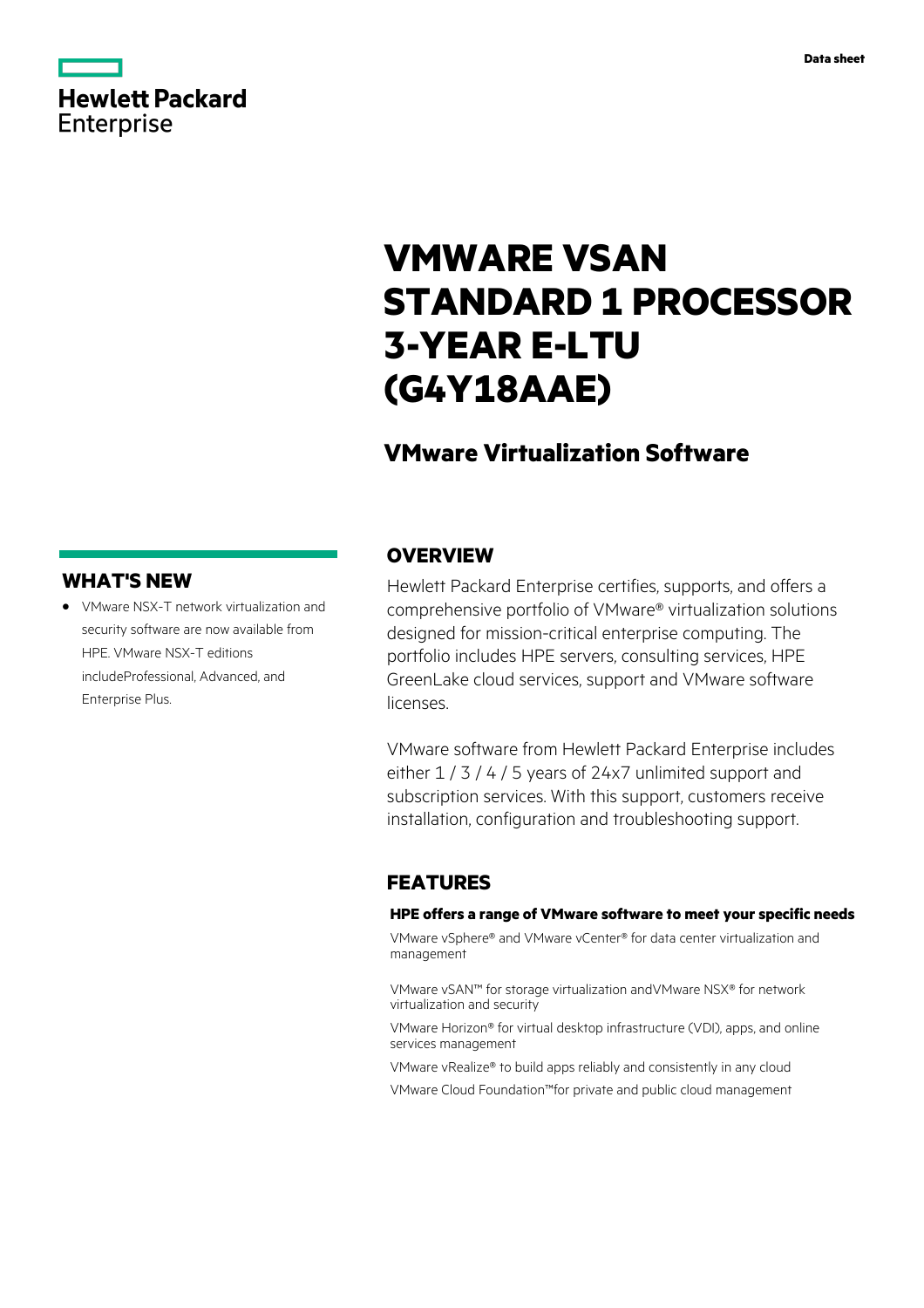Data sheet

# VMWARE VSAN STANDARD 1 PROCESSOR 3-YEAR E-LTU (G4Y18AAE)

## VMware Virtualization Software

## WHAT'S NEW

- VMware NSX-T network virtualization and security software are now available from HPE. VMware NSX-T editions includeProfessional, Advanced, and Enterprise Plus.

## OVERVIEW

Hewlett Packard Enterprise certifies, supports, and offers a comprehensive portfolio of VMware® virtualization solutions designed for mission-critical enterprise computing. The portfolio includes HPE servers, consulting services, HPE GreenLake cloud services, support and VMware software licenses.

VMware software from Hewlett Packard Enterprise includes either 1 / 3 / 4 / 5 years of 24x7 unlimited support and subscription services. With this support, customers receive installation, configuration and troubleshooting support.

## FEATURES

### HPE offers a range of VMware software to meet your specific needs

VMware vSphere® and VMware vCenter® for data center virtualization and management

VMware vSAN™ for storage virtualization andVMware NSX® for network virtualization and security

VMware Horizon® for virtual desktop infrastructure (VDI), apps, and online services management

VMware vRealize® to build apps reliably and consistently in any cloud

VMware Cloud Foundation™for private and public cloud management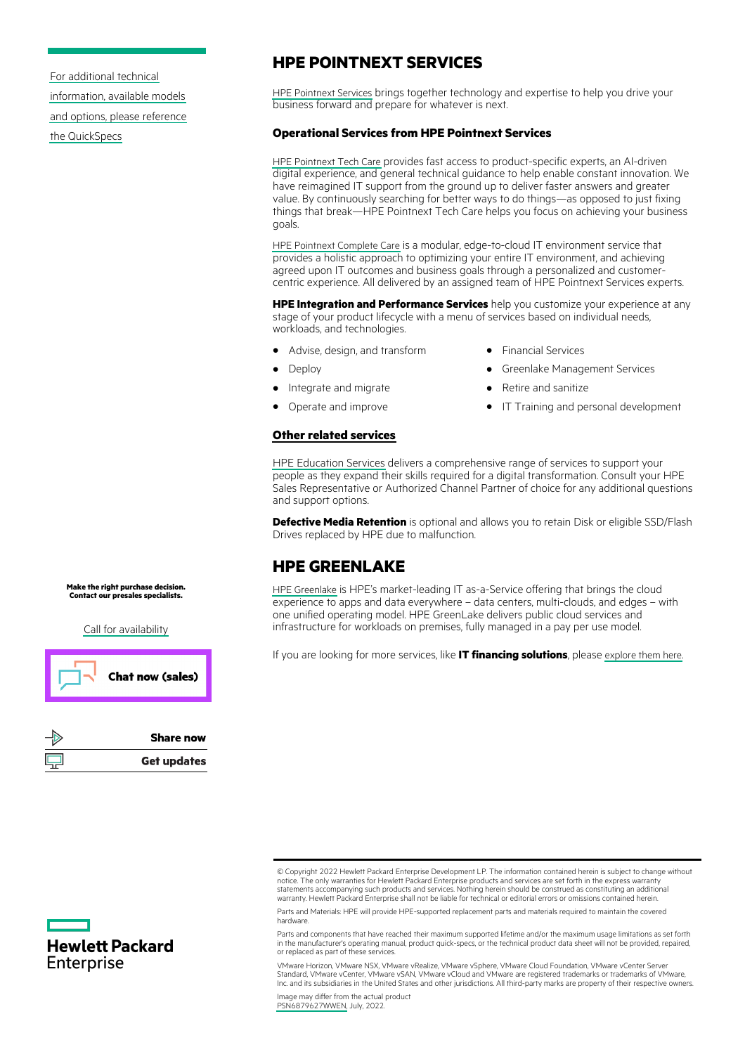For additional technical information, available models and options, please reference the QuickSpecs

# HPE POINTNEXT SERVICES

HPE Pointnext Services brings together technology and expertise to help you drive your business forward and prepare for whatever is next.

### Operational Services from HPE Pointnext Services

HPE Pointnext Tech Care provides fast access to product-specific experts, an AI-driven digital experience, and general technical guidance to help enable constant innovation. We have reimagined IT support from the ground up to deliver faster answers and greater value. By continuously searching for better ways to do things—as opposed to just fixing things that break—HPE Pointnext Tech Care helps you focus on achieving your business goals.

HPE Pointnext Complete Care is a modular, edge-to-cloud IT environment service that provides a holistic approach to optimizing your entire IT environment, and achieving agreed upon IT outcomes and business goals through a personalized and customer-centric experience. All delivered by an assigned team of HPE Pointnext Services experts.

**HPE Integration and Performance Services** help you customize your experience at any stage of your product lifecycle with a menu of services based on individual needs, workloads, and technologies.

- Advise, design, and transform
- Deploy
- Integrate and migrate
- Operate and improve
- Financial Services
- Greenlake Management Services
- Retire and sanitize
- IT Training and personal development

### Other related services

HPE Education Services delivers a comprehensive range of services to support your people as they expand their skills required for a digital transformation. Consult your HPE Sales Representative or Authorized Channel Partner of choice for any additional questions and support options.

**Defective Media Retention** is optional and allows you to retain Disk or eligible SSD/Flash Drives replaced by HPE due to malfunction.

# HPE GREENLAKE

HPE Greenlake is HPE's market-leading IT as-a-Service offering that brings the cloud experience to apps and data everywhere – data centers, multi-clouds, and edges – with one unified operating model. HPE GreenLake delivers public cloud services and infrastructure for workloads on premises, fully managed in a pay per use model.

If you are looking for more services, like **IT financing solutions**, please explore them here.

**Make the right purchase decision. Contact our presales specialists.**

Call for availability

**Chat now (sales)**

**Share now**

**Get updates**

© Copyright 2022 Hewlett Packard Enterprise Development LP. The information contained herein is subject to change without notice. The only warranties for Hewlett Packard Enterprise products and services are set forth in the express warranty statements accompanying such products and services. Nothing herein should be construed as constituting an additional warranty. Hewlett Packard Enterprise shall not be liable for technical or editorial errors or omissions contained herein.

Parts and Materials: HPE will provide HPE-supported replacement parts and materials required to maintain the covered hardware.

Parts and components that have reached their maximum supported lifetime and/or the maximum usage limitations as set forth in the manufacturer's operating manual, product quick-specs, or the technical product data sheet will not be provided, repaired, or replaced as part of these services.

VMware Horizon, VMware NSX, VMware vRealize, VMware vSphere, VMware Cloud Foundation, VMware vCenter Server Standard, VMware vCenter, VMware vSAN, VMware vCloud and VMware are registered trademarks or trademarks of VMware, Inc. and its subsidiaries in the United States and other jurisdictions. All third-party marks are property of their respective owners.

Image may differ from the actual product

PSN6879627WWEN, July, 2022.

Hewlett Packard Enterprise